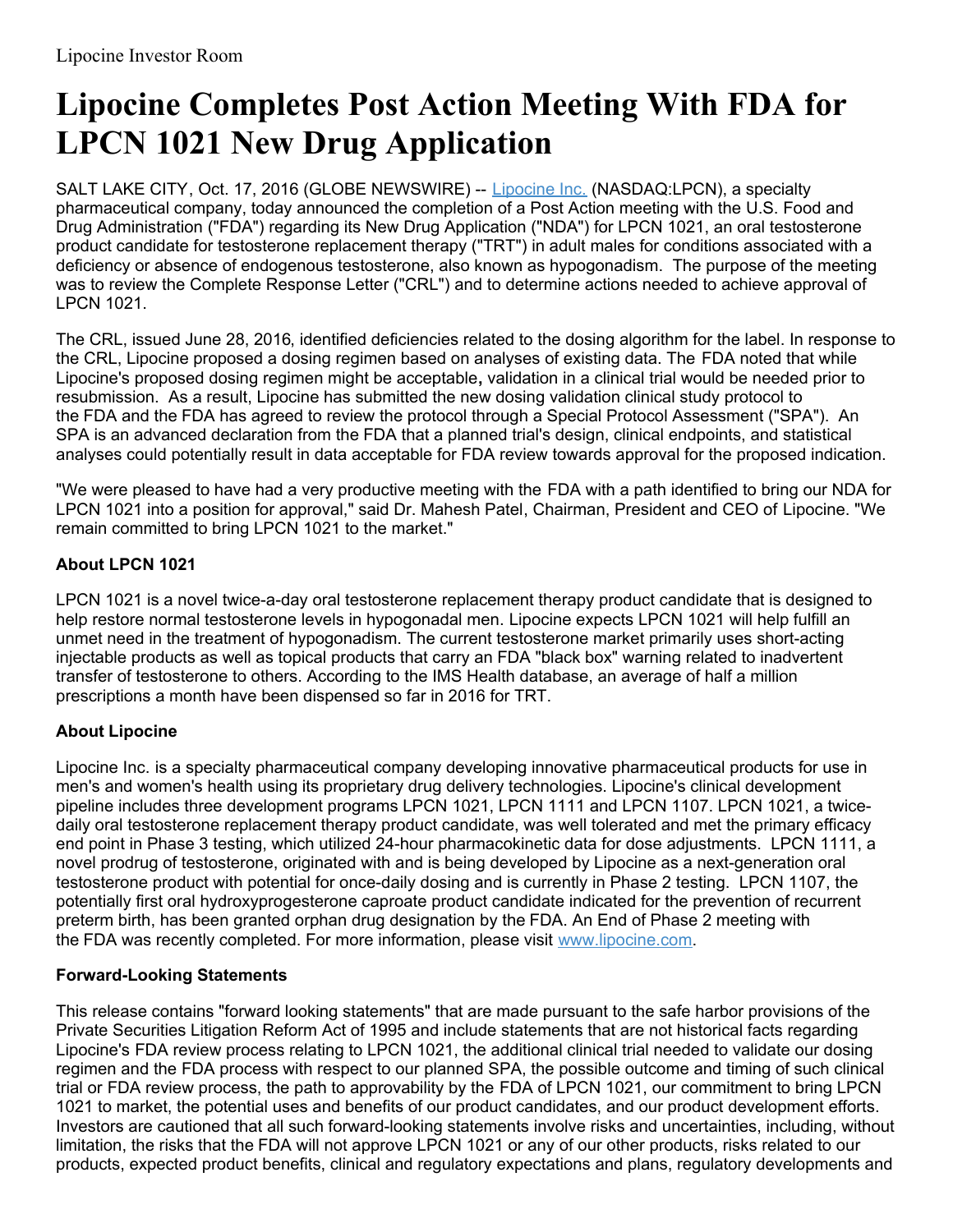Lipocine Investor Room

# Lipocine Completes Post Action Meeting With FDA for LPCN 1021 New Drug Application

SALT LAKE CITY, Oct. 17, 2016 (GLOBE NEWSWIRE) -- [Lipocine Inc.](http://www.lipocine.com) (NASDAQ:LPCN), a specialty pharmaceutical company, today announced the completion of a Post Action meeting with the U.S. Food and Drug Administration ("FDA") regarding its New Drug Application ("NDA") for LPCN 1021, an oral testosterone product candidate for testosterone replacement therapy ("TRT") in adult males for conditions associated with a deficiency or absence of endogenous testosterone, also known as hypogonadism. The purpose of the meeting was to review the Complete Response Letter ("CRL") and to determine actions needed to achieve approval of LPCN 1021.

The CRL, issued June 28, 2016, identified deficiencies related to the dosing algorithm for the label. In response to the CRL, Lipocine proposed a dosing regimen based on analyses of existing data. The FDA noted that while Lipocine's proposed dosing regimen might be acceptable**,** validation in a clinical trial would be needed prior to resubmission. As a result, Lipocine has submitted the new dosing validation clinical study protocol to the FDA and the FDA has agreed to review the protocol through a Special Protocol Assessment ("SPA"). An SPA is an advanced declaration from the FDA that a planned trial's design, clinical endpoints, and statistical analyses could potentially result in data acceptable for FDA review towards approval for the proposed indication.

"We were pleased to have had a very productive meeting with the FDA with a path identified to bring our NDA for LPCN 1021 into a position for approval," said Dr. Mahesh Patel, Chairman, President and CEO of Lipocine. "We remain committed to bring LPCN 1021 to the market."

### About LPCN 1021

LPCN 1021 is a novel twice-a-day oral testosterone replacement therapy product candidate that is designed to help restore normal testosterone levels in hypogonadal men. Lipocine expects LPCN 1021 will help fulfill an unmet need in the treatment of hypogonadism. The current testosterone market primarily uses short-acting injectable products as well as topical products that carry an FDA "black box" warning related to inadvertent transfer of testosterone to others. According to the IMS Health database, an average of half a million prescriptions a month have been dispensed so far in 2016 for TRT.

### About Lipocine

Lipocine Inc. is a specialty pharmaceutical company developing innovative pharmaceutical products for use in men's and women's health using its proprietary drug delivery technologies. Lipocine's clinical development pipeline includes three development programs LPCN 1021, LPCN 1111 and LPCN 1107. LPCN 1021, a twice-daily oral testosterone replacement therapy product candidate, was well tolerated and met the primary efficacy end point in Phase 3 testing, which utilized 24-hour pharmacokinetic data for dose adjustments. LPCN 1111, a novel prodrug of testosterone, originated with and is being developed by Lipocine as a next-generation oral testosterone product with potential for once-daily dosing and is currently in Phase 2 testing. LPCN 1107, the potentially first oral hydroxyprogesterone caproate product candidate indicated for the prevention of recurrent preterm birth, has been granted orphan drug designation by the FDA. An End of Phase 2 meeting with the FDA was recently completed. For more information, please visit [www.lipocine.com](http://www.lipocine.com).

### Forward-Looking Statements

This release contains "forward looking statements" that are made pursuant to the safe harbor provisions of the Private Securities Litigation Reform Act of 1995 and include statements that are not historical facts regarding Lipocine's FDA review process relating to LPCN 1021, the additional clinical trial needed to validate our dosing regimen and the FDA process with respect to our planned SPA, the possible outcome and timing of such clinical trial or FDA review process, the path to approvability by the FDA of LPCN 1021, our commitment to bring LPCN 1021 to market, the potential uses and benefits of our product candidates, and our product development efforts. Investors are cautioned that all such forward-looking statements involve risks and uncertainties, including, without limitation, the risks that the FDA will not approve LPCN 1021 or any of our other products, risks related to our products, expected product benefits, clinical and regulatory expectations and plans, regulatory developments and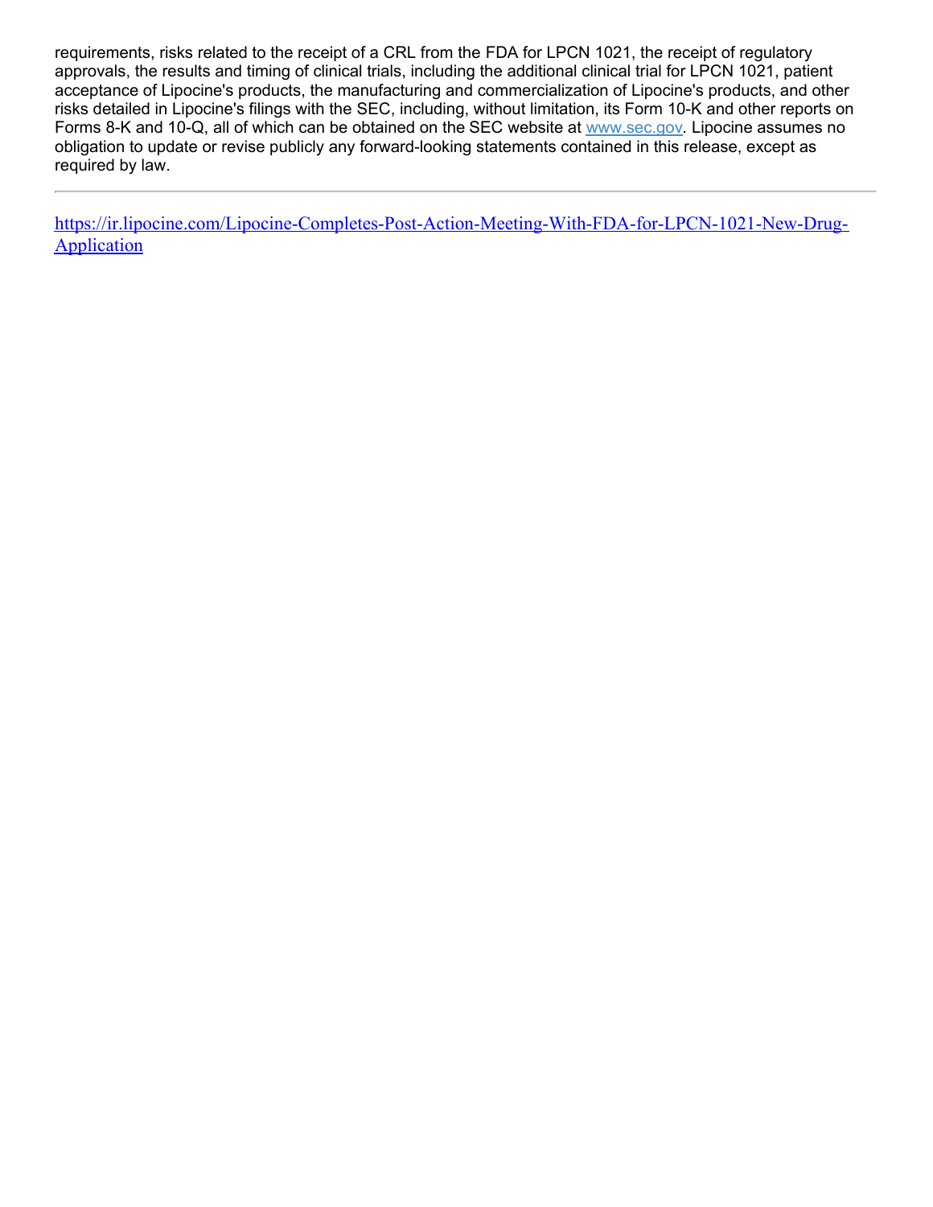requirements, risks related to the receipt of a CRL from the FDA for LPCN 1021, the receipt of regulatory approvals, the results and timing of clinical trials, including the additional clinical trial for LPCN 1021, patient acceptance of Lipocine's products, the manufacturing and commercialization of Lipocine's products, and other risks detailed in Lipocine's filings with the SEC, including, without limitation, its Form 10-K and other reports on Forms 8-K and 10-Q, all of which can be obtained on the SEC website at [www.sec.gov](http://www.sec.gov). Lipocine assumes no obligation to update or revise publicly any forward-looking statements contained in this release, except as required by law.

---

[https://ir.lipocine.com/Lipocine-Completes-Post-Action-Meeting-With-FDA-for-LPCN-1021-New-Drug-Application](https://ir.lipocine.com/Lipocine-Completes-Post-Action-Meeting-With-FDA-for-LPCN-1021-New-Drug-Application)